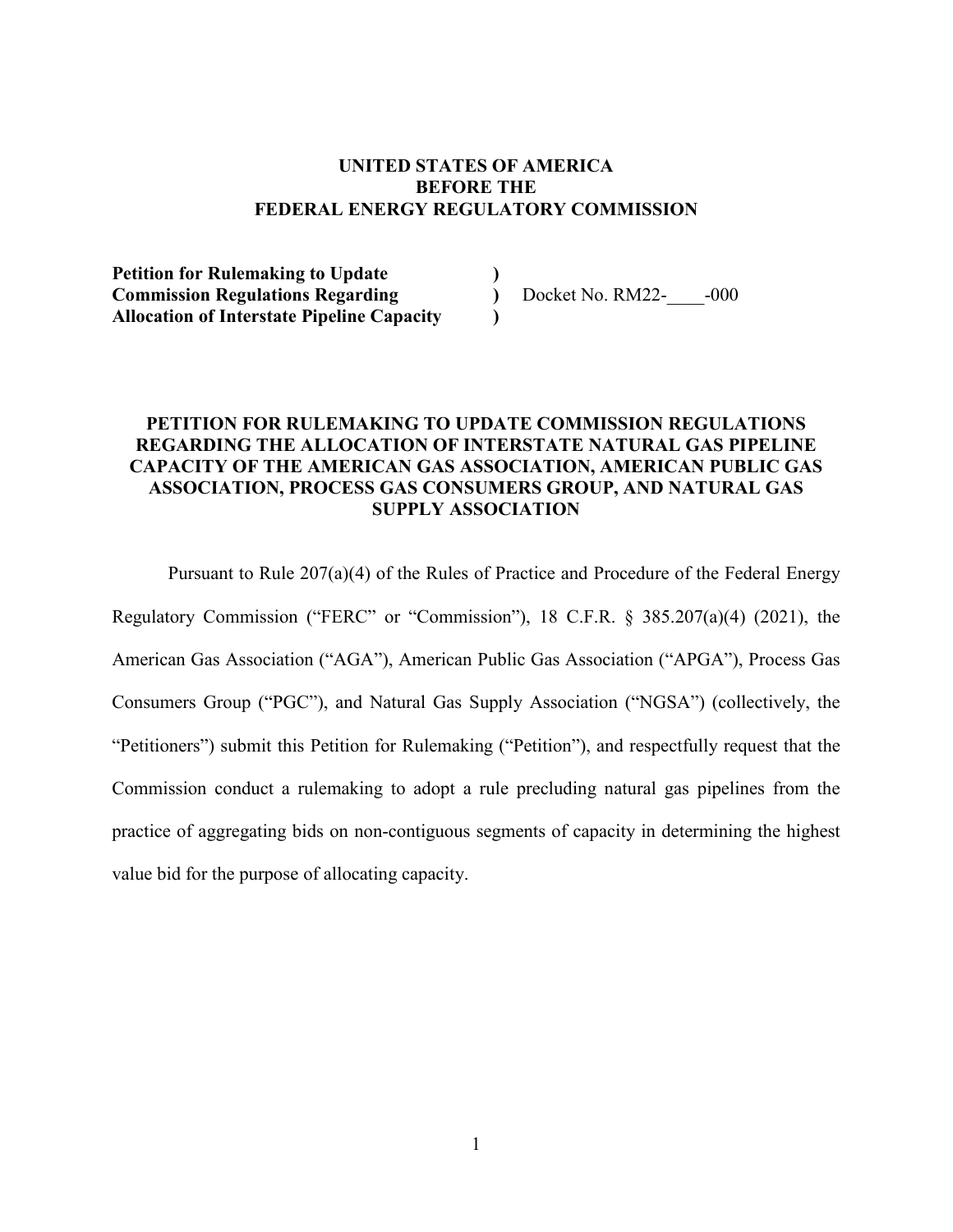**UNITED STATES OF AMERICA**
**BEFORE THE**
**FEDERAL ENERGY REGULATORY COMMISSION**

| | | |
|---|---|---|
| **Petition for Rulemaking to Update** | **)** | |
| **Commission Regulations Regarding** | **)** | Docket No. RM22-____-000 |
| **Allocation of Interstate Pipeline Capacity** | **)** | |

**PETITION FOR RULEMAKING TO UPDATE COMMISSION REGULATIONS REGARDING THE ALLOCATION OF INTERSTATE NATURAL GAS PIPELINE CAPACITY OF THE AMERICAN GAS ASSOCIATION, AMERICAN PUBLIC GAS ASSOCIATION, PROCESS GAS CONSUMERS GROUP, AND NATURAL GAS SUPPLY ASSOCIATION**

Pursuant to Rule 207(a)(4) of the Rules of Practice and Procedure of the Federal Energy Regulatory Commission ("FERC" or "Commission"), 18 C.F.R. § 385.207(a)(4) (2021), the American Gas Association ("AGA"), American Public Gas Association ("APGA"), Process Gas Consumers Group ("PGC"), and Natural Gas Supply Association ("NGSA") (collectively, the "Petitioners") submit this Petition for Rulemaking ("Petition"), and respectfully request that the Commission conduct a rulemaking to adopt a rule precluding natural gas pipelines from the practice of aggregating bids on non-contiguous segments of capacity in determining the highest value bid for the purpose of allocating capacity.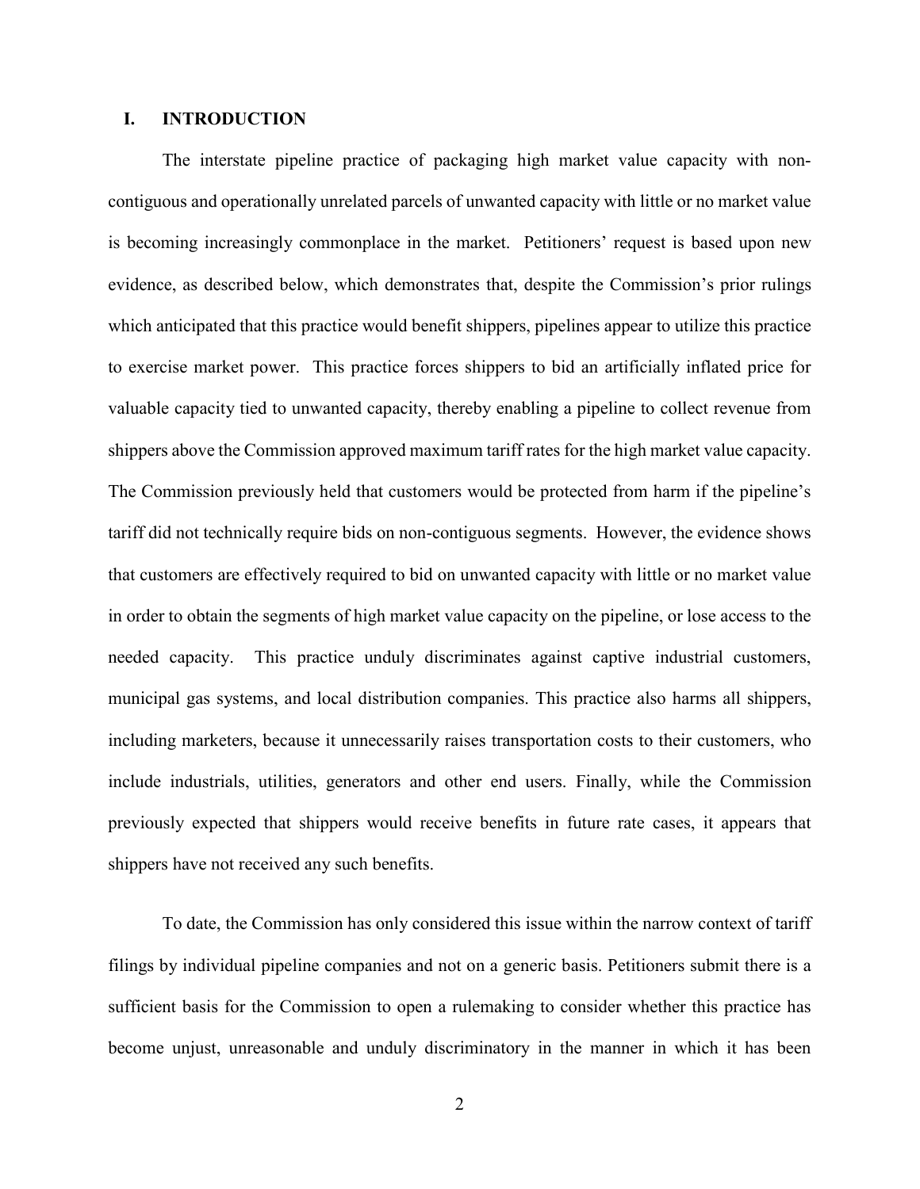## I. INTRODUCTION

The interstate pipeline practice of packaging high market value capacity with non-contiguous and operationally unrelated parcels of unwanted capacity with little or no market value is becoming increasingly commonplace in the market. Petitioners' request is based upon new evidence, as described below, which demonstrates that, despite the Commission's prior rulings which anticipated that this practice would benefit shippers, pipelines appear to utilize this practice to exercise market power. This practice forces shippers to bid an artificially inflated price for valuable capacity tied to unwanted capacity, thereby enabling a pipeline to collect revenue from shippers above the Commission approved maximum tariff rates for the high market value capacity. The Commission previously held that customers would be protected from harm if the pipeline's tariff did not technically require bids on non-contiguous segments. However, the evidence shows that customers are effectively required to bid on unwanted capacity with little or no market value in order to obtain the segments of high market value capacity on the pipeline, or lose access to the needed capacity. This practice unduly discriminates against captive industrial customers, municipal gas systems, and local distribution companies. This practice also harms all shippers, including marketers, because it unnecessarily raises transportation costs to their customers, who include industrials, utilities, generators and other end users. Finally, while the Commission previously expected that shippers would receive benefits in future rate cases, it appears that shippers have not received any such benefits.

To date, the Commission has only considered this issue within the narrow context of tariff filings by individual pipeline companies and not on a generic basis. Petitioners submit there is a sufficient basis for the Commission to open a rulemaking to consider whether this practice has become unjust, unreasonable and unduly discriminatory in the manner in which it has been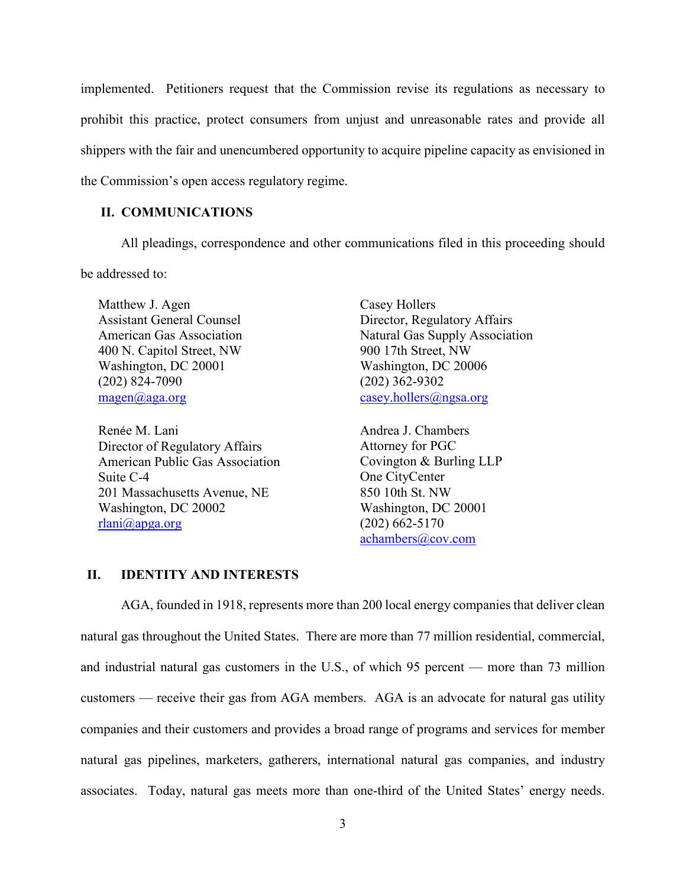implemented. Petitioners request that the Commission revise its regulations as necessary to prohibit this practice, protect consumers from unjust and unreasonable rates and provide all shippers with the fair and unencumbered opportunity to acquire pipeline capacity as envisioned in the Commission's open access regulatory regime.

## II. COMMUNICATIONS

All pleadings, correspondence and other communications filed in this proceeding should be addressed to:

Matthew J. Agen
Assistant General Counsel
American Gas Association
400 N. Capitol Street, NW
Washington, DC 20001
(202) 824-7090
magen@aga.org

Casey Hollers
Director, Regulatory Affairs
Natural Gas Supply Association
900 17th Street, NW
Washington, DC 20006
(202) 362-9302
casey.hollers@ngsa.org

Renée M. Lani
Director of Regulatory Affairs
American Public Gas Association
Suite C-4
201 Massachusetts Avenue, NE
Washington, DC 20002
rlani@apga.org

Andrea J. Chambers
Attorney for PGC
Covington & Burling LLP
One CityCenter
850 10th St. NW
Washington, DC 20001
(202) 662-5170
achambers@cov.com

## II. IDENTITY AND INTERESTS

AGA, founded in 1918, represents more than 200 local energy companies that deliver clean natural gas throughout the United States. There are more than 77 million residential, commercial, and industrial natural gas customers in the U.S., of which 95 percent — more than 73 million customers — receive their gas from AGA members. AGA is an advocate for natural gas utility companies and their customers and provides a broad range of programs and services for member natural gas pipelines, marketers, gatherers, international natural gas companies, and industry associates. Today, natural gas meets more than one-third of the United States' energy needs.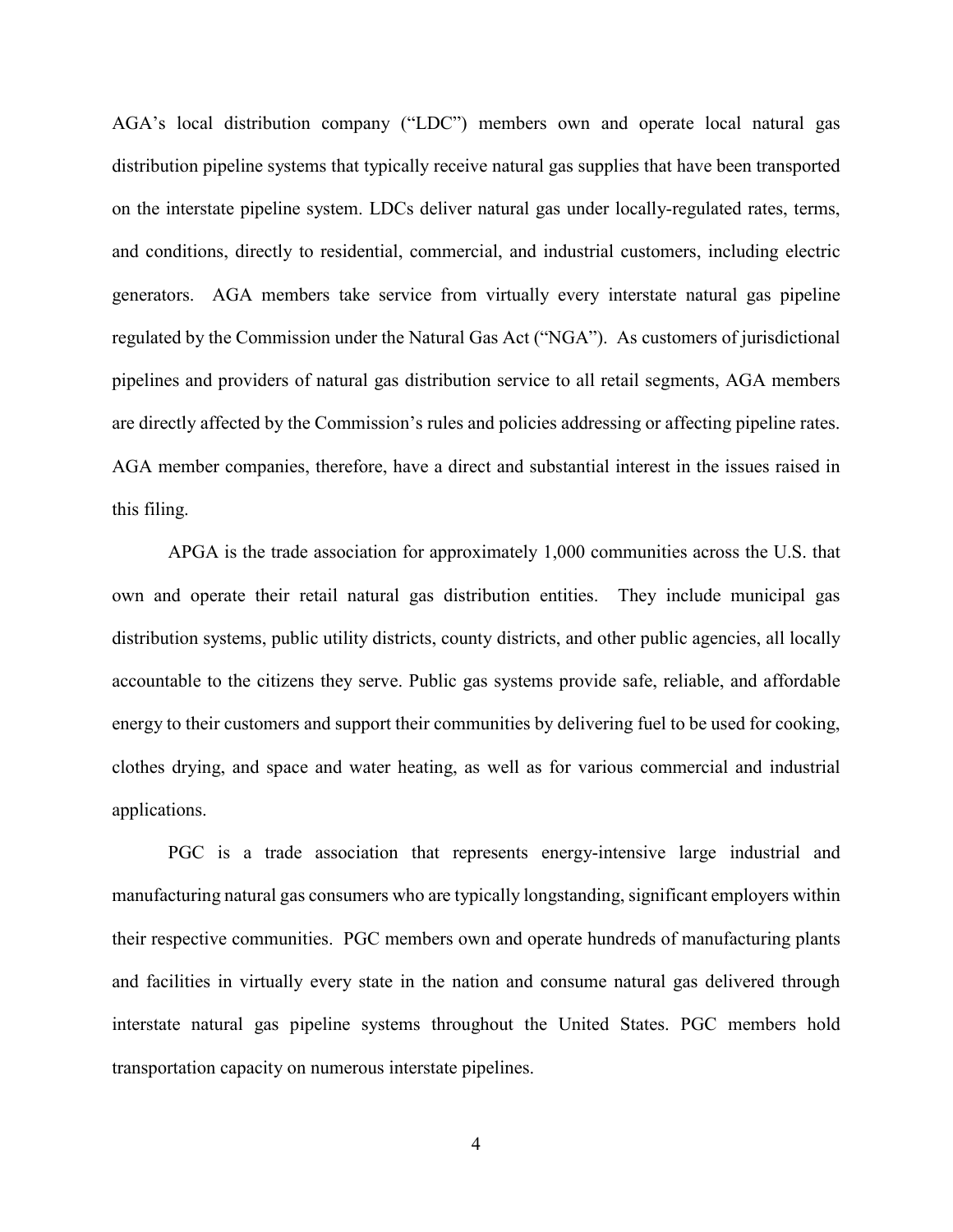AGA's local distribution company ("LDC") members own and operate local natural gas distribution pipeline systems that typically receive natural gas supplies that have been transported on the interstate pipeline system. LDCs deliver natural gas under locally-regulated rates, terms, and conditions, directly to residential, commercial, and industrial customers, including electric generators. AGA members take service from virtually every interstate natural gas pipeline regulated by the Commission under the Natural Gas Act ("NGA"). As customers of jurisdictional pipelines and providers of natural gas distribution service to all retail segments, AGA members are directly affected by the Commission's rules and policies addressing or affecting pipeline rates. AGA member companies, therefore, have a direct and substantial interest in the issues raised in this filing.

APGA is the trade association for approximately 1,000 communities across the U.S. that own and operate their retail natural gas distribution entities. They include municipal gas distribution systems, public utility districts, county districts, and other public agencies, all locally accountable to the citizens they serve. Public gas systems provide safe, reliable, and affordable energy to their customers and support their communities by delivering fuel to be used for cooking, clothes drying, and space and water heating, as well as for various commercial and industrial applications.

PGC is a trade association that represents energy-intensive large industrial and manufacturing natural gas consumers who are typically longstanding, significant employers within their respective communities. PGC members own and operate hundreds of manufacturing plants and facilities in virtually every state in the nation and consume natural gas delivered through interstate natural gas pipeline systems throughout the United States. PGC members hold transportation capacity on numerous interstate pipelines.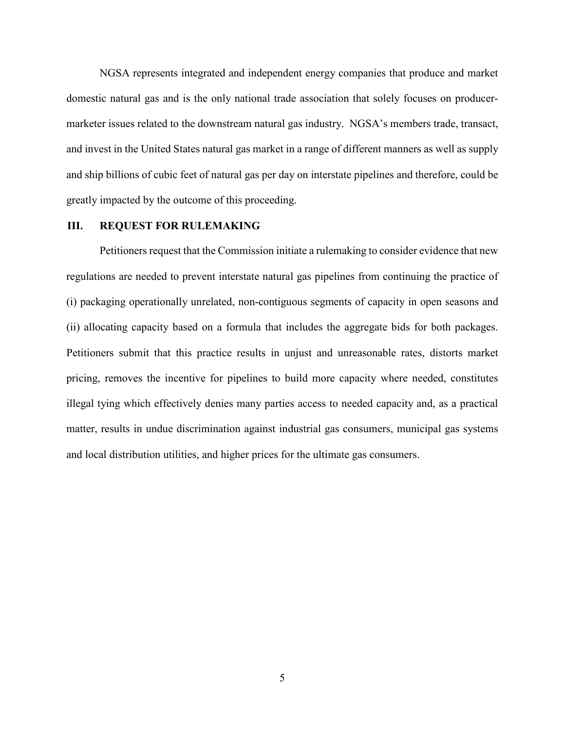NGSA represents integrated and independent energy companies that produce and market domestic natural gas and is the only national trade association that solely focuses on producer-marketer issues related to the downstream natural gas industry. NGSA's members trade, transact, and invest in the United States natural gas market in a range of different manners as well as supply and ship billions of cubic feet of natural gas per day on interstate pipelines and therefore, could be greatly impacted by the outcome of this proceeding.

## III. REQUEST FOR RULEMAKING

Petitioners request that the Commission initiate a rulemaking to consider evidence that new regulations are needed to prevent interstate natural gas pipelines from continuing the practice of (i) packaging operationally unrelated, non-contiguous segments of capacity in open seasons and (ii) allocating capacity based on a formula that includes the aggregate bids for both packages. Petitioners submit that this practice results in unjust and unreasonable rates, distorts market pricing, removes the incentive for pipelines to build more capacity where needed, constitutes illegal tying which effectively denies many parties access to needed capacity and, as a practical matter, results in undue discrimination against industrial gas consumers, municipal gas systems and local distribution utilities, and higher prices for the ultimate gas consumers.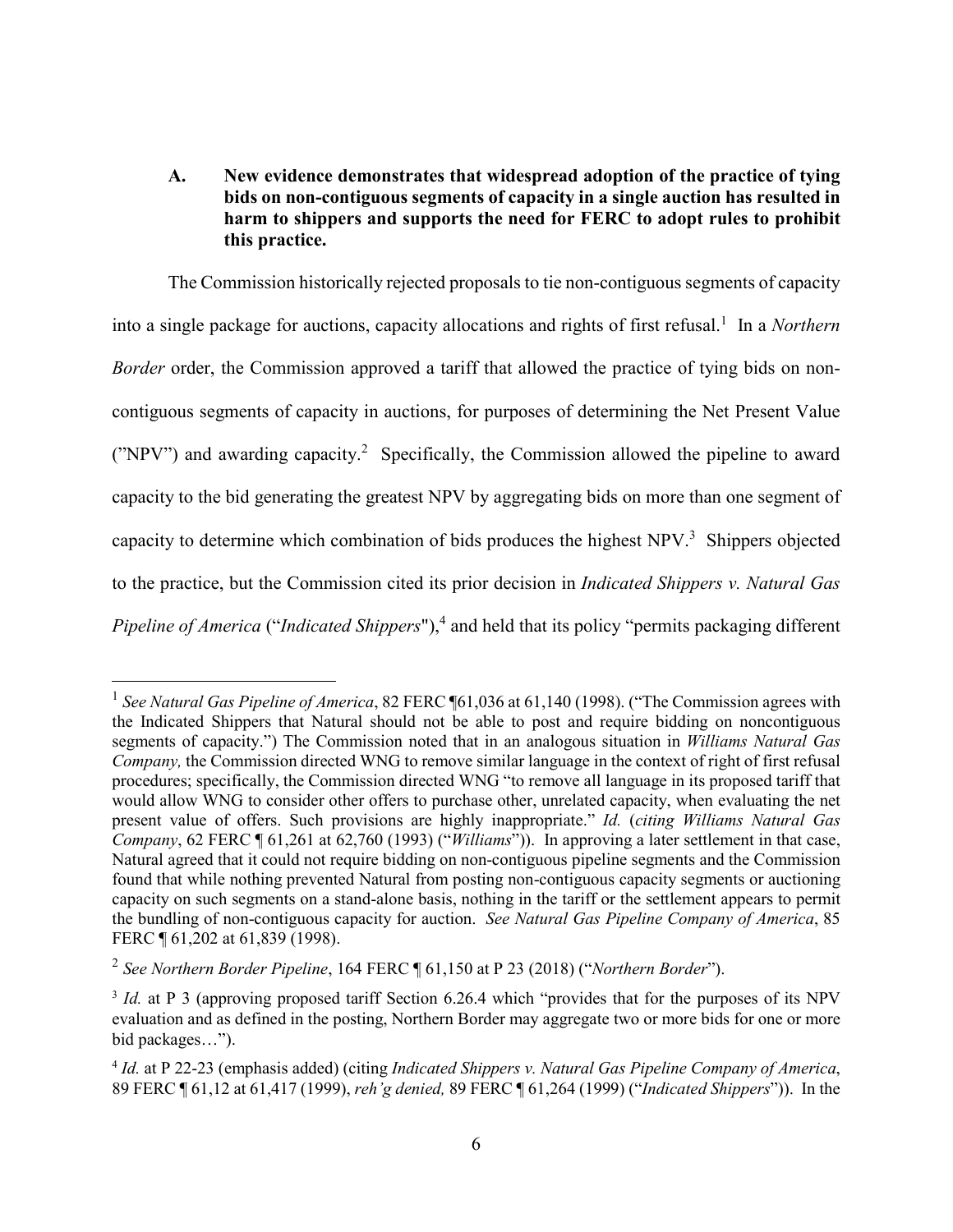### A. New evidence demonstrates that widespread adoption of the practice of tying bids on non-contiguous segments of capacity in a single auction has resulted in harm to shippers and supports the need for FERC to adopt rules to prohibit this practice.

The Commission historically rejected proposals to tie non-contiguous segments of capacity into a single package for auctions, capacity allocations and rights of first refusal.[1] In a *Northern Border* order, the Commission approved a tariff that allowed the practice of tying bids on non-contiguous segments of capacity in auctions, for purposes of determining the Net Present Value ("NPV") and awarding capacity.[2] Specifically, the Commission allowed the pipeline to award capacity to the bid generating the greatest NPV by aggregating bids on more than one segment of capacity to determine which combination of bids produces the highest NPV.[3] Shippers objected to the practice, but the Commission cited its prior decision in *Indicated Shippers v. Natural Gas Pipeline of America* ("*Indicated Shippers*"),[4] and held that its policy "permits packaging different

---

[1] *See Natural Gas Pipeline of America*, 82 FERC ¶61,036 at 61,140 (1998). ("The Commission agrees with the Indicated Shippers that Natural should not be able to post and require bidding on noncontiguous segments of capacity.") The Commission noted that in an analogous situation in *Williams Natural Gas Company,* the Commission directed WNG to remove similar language in the context of right of first refusal procedures; specifically, the Commission directed WNG "to remove all language in its proposed tariff that would allow WNG to consider other offers to purchase other, unrelated capacity, when evaluating the net present value of offers. Such provisions are highly inappropriate." *Id.* (*citing Williams Natural Gas Company*, 62 FERC ¶ 61,261 at 62,760 (1993) ("*Williams*")). In approving a later settlement in that case, Natural agreed that it could not require bidding on non-contiguous pipeline segments and the Commission found that while nothing prevented Natural from posting non-contiguous capacity segments or auctioning capacity on such segments on a stand-alone basis, nothing in the tariff or the settlement appears to permit the bundling of non-contiguous capacity for auction. *See Natural Gas Pipeline Company of America*, 85 FERC ¶ 61,202 at 61,839 (1998).

[2] *See Northern Border Pipeline*, 164 FERC ¶ 61,150 at P 23 (2018) ("*Northern Border*").

[3] *Id.* at P 3 (approving proposed tariff Section 6.26.4 which "provides that for the purposes of its NPV evaluation and as defined in the posting, Northern Border may aggregate two or more bids for one or more bid packages…").

[4] *Id.* at P 22-23 (emphasis added) (citing *Indicated Shippers v. Natural Gas Pipeline Company of America*, 89 FERC ¶ 61,12 at 61,417 (1999), *reh'g denied,* 89 FERC ¶ 61,264 (1999) ("*Indicated Shippers*")). In the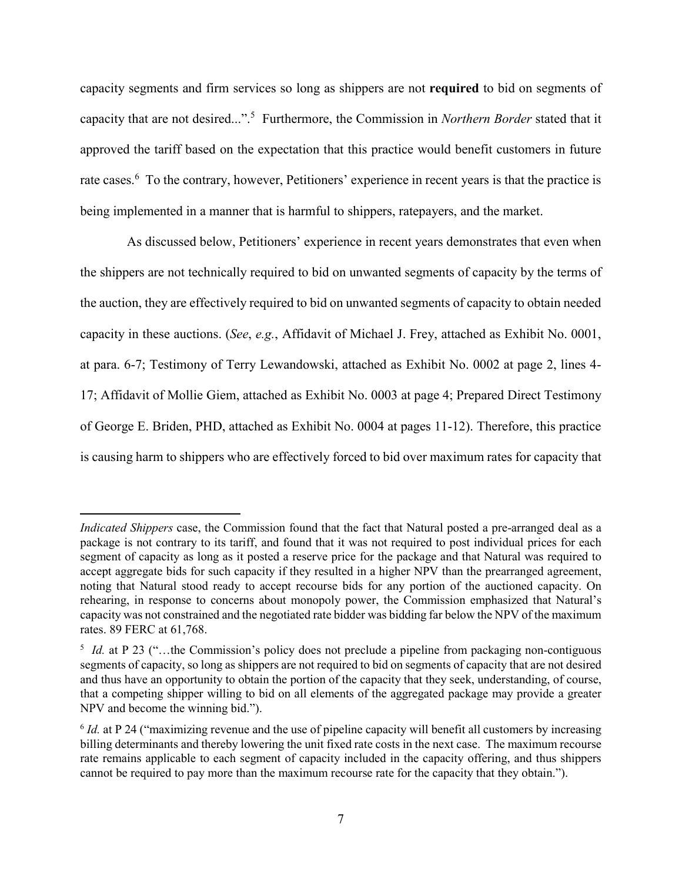capacity segments and firm services so long as shippers are not **required** to bid on segments of capacity that are not desired...".[5] Furthermore, the Commission in *Northern Border* stated that it approved the tariff based on the expectation that this practice would benefit customers in future rate cases.[6] To the contrary, however, Petitioners' experience in recent years is that the practice is being implemented in a manner that is harmful to shippers, ratepayers, and the market.

As discussed below, Petitioners' experience in recent years demonstrates that even when the shippers are not technically required to bid on unwanted segments of capacity by the terms of the auction, they are effectively required to bid on unwanted segments of capacity to obtain needed capacity in these auctions. (*See*, *e.g.*, Affidavit of Michael J. Frey, attached as Exhibit No. 0001, at para. 6-7; Testimony of Terry Lewandowski, attached as Exhibit No. 0002 at page 2, lines 4-17; Affidavit of Mollie Giem, attached as Exhibit No. 0003 at page 4; Prepared Direct Testimony of George E. Briden, PHD, attached as Exhibit No. 0004 at pages 11-12). Therefore, this practice is causing harm to shippers who are effectively forced to bid over maximum rates for capacity that

---

*Indicated Shippers* case, the Commission found that the fact that Natural posted a pre-arranged deal as a package is not contrary to its tariff, and found that it was not required to post individual prices for each segment of capacity as long as it posted a reserve price for the package and that Natural was required to accept aggregate bids for such capacity if they resulted in a higher NPV than the prearranged agreement, noting that Natural stood ready to accept recourse bids for any portion of the auctioned capacity. On rehearing, in response to concerns about monopoly power, the Commission emphasized that Natural's capacity was not constrained and the negotiated rate bidder was bidding far below the NPV of the maximum rates. 89 FERC at 61,768.

[5] *Id.* at P 23 ("…the Commission's policy does not preclude a pipeline from packaging non-contiguous segments of capacity, so long as shippers are not required to bid on segments of capacity that are not desired and thus have an opportunity to obtain the portion of the capacity that they seek, understanding, of course, that a competing shipper willing to bid on all elements of the aggregated package may provide a greater NPV and become the winning bid.").

[6] *Id.* at P 24 ("maximizing revenue and the use of pipeline capacity will benefit all customers by increasing billing determinants and thereby lowering the unit fixed rate costs in the next case. The maximum recourse rate remains applicable to each segment of capacity included in the capacity offering, and thus shippers cannot be required to pay more than the maximum recourse rate for the capacity that they obtain.").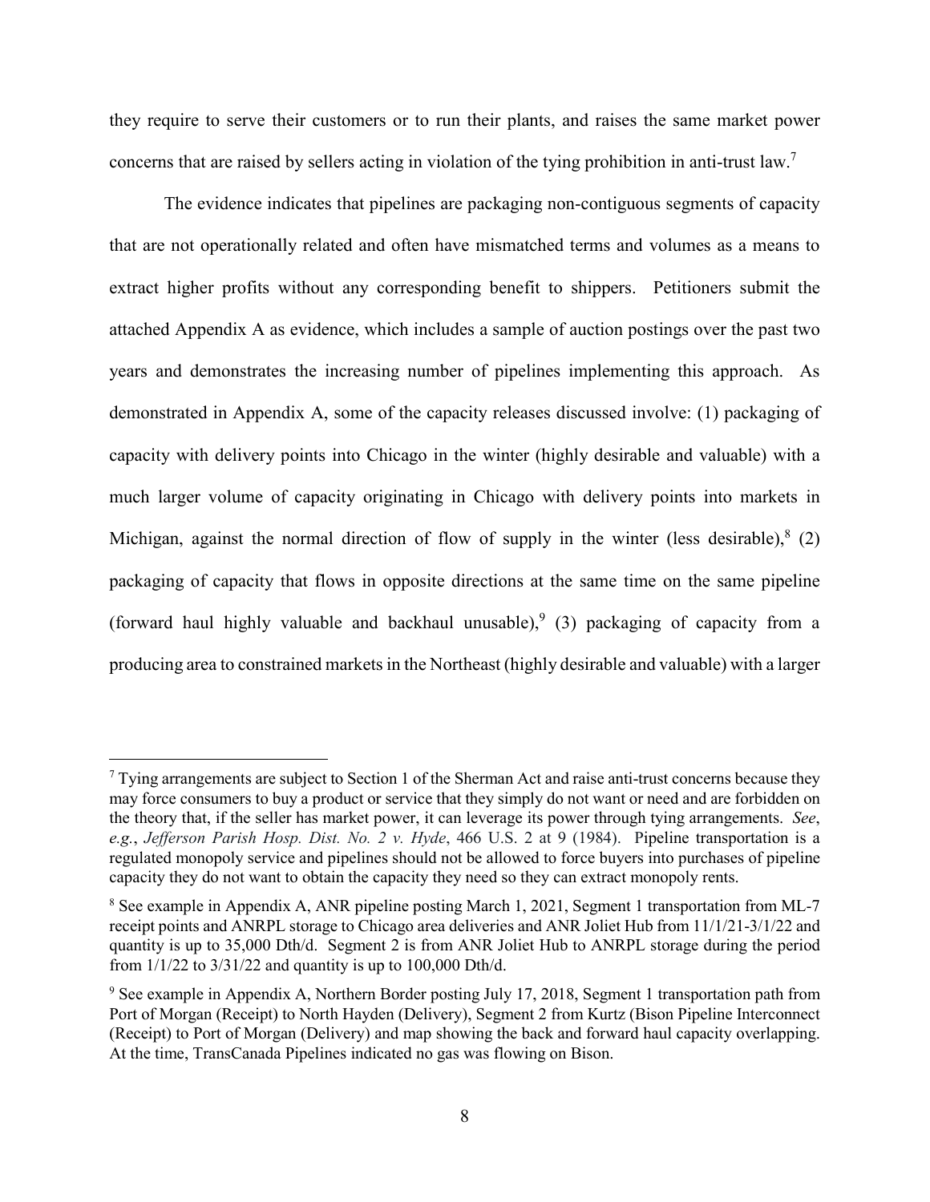they require to serve their customers or to run their plants, and raises the same market power concerns that are raised by sellers acting in violation of the tying prohibition in anti-trust law.[7]

The evidence indicates that pipelines are packaging non-contiguous segments of capacity that are not operationally related and often have mismatched terms and volumes as a means to extract higher profits without any corresponding benefit to shippers. Petitioners submit the attached Appendix A as evidence, which includes a sample of auction postings over the past two years and demonstrates the increasing number of pipelines implementing this approach. As demonstrated in Appendix A, some of the capacity releases discussed involve: (1) packaging of capacity with delivery points into Chicago in the winter (highly desirable and valuable) with a much larger volume of capacity originating in Chicago with delivery points into markets in Michigan, against the normal direction of flow of supply in the winter (less desirable),[8] (2) packaging of capacity that flows in opposite directions at the same time on the same pipeline (forward haul highly valuable and backhaul unusable),[9] (3) packaging of capacity from a producing area to constrained markets in the Northeast (highly desirable and valuable) with a larger

---

[7] Tying arrangements are subject to Section 1 of the Sherman Act and raise anti-trust concerns because they may force consumers to buy a product or service that they simply do not want or need and are forbidden on the theory that, if the seller has market power, it can leverage its power through tying arrangements. *See*, *e.g.*, *Jefferson Parish Hosp. Dist. No. 2 v. Hyde*, 466 U.S. 2 at 9 (1984). Pipeline transportation is a regulated monopoly service and pipelines should not be allowed to force buyers into purchases of pipeline capacity they do not want to obtain the capacity they need so they can extract monopoly rents.

[8] See example in Appendix A, ANR pipeline posting March 1, 2021, Segment 1 transportation from ML-7 receipt points and ANRPL storage to Chicago area deliveries and ANR Joliet Hub from 11/1/21-3/1/22 and quantity is up to 35,000 Dth/d. Segment 2 is from ANR Joliet Hub to ANRPL storage during the period from 1/1/22 to 3/31/22 and quantity is up to 100,000 Dth/d.

[9] See example in Appendix A, Northern Border posting July 17, 2018, Segment 1 transportation path from Port of Morgan (Receipt) to North Hayden (Delivery), Segment 2 from Kurtz (Bison Pipeline Interconnect (Receipt) to Port of Morgan (Delivery) and map showing the back and forward haul capacity overlapping. At the time, TransCanada Pipelines indicated no gas was flowing on Bison.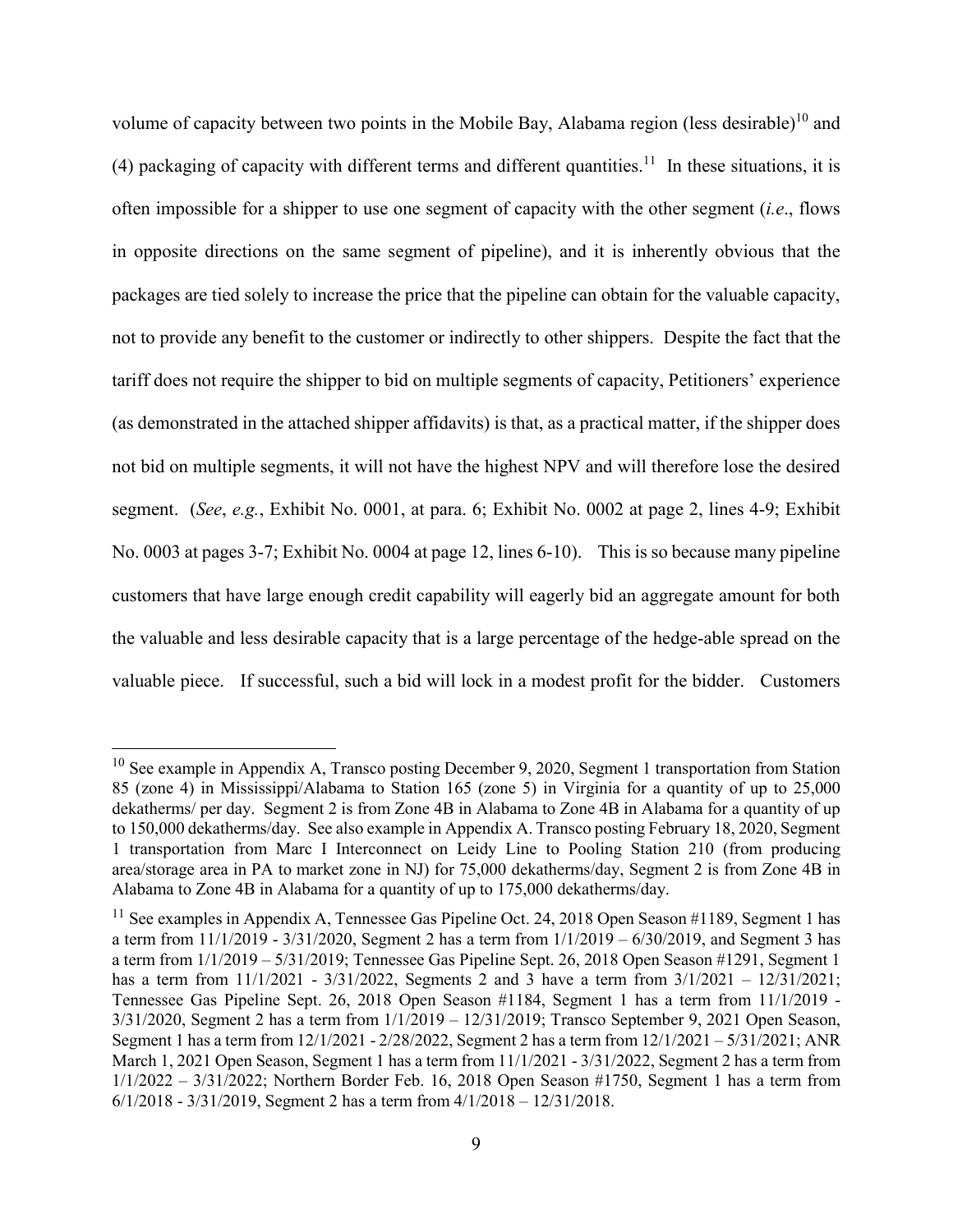volume of capacity between two points in the Mobile Bay, Alabama region (less desirable)[10] and (4) packaging of capacity with different terms and different quantities.[11] In these situations, it is often impossible for a shipper to use one segment of capacity with the other segment (*i.e*., flows in opposite directions on the same segment of pipeline), and it is inherently obvious that the packages are tied solely to increase the price that the pipeline can obtain for the valuable capacity, not to provide any benefit to the customer or indirectly to other shippers. Despite the fact that the tariff does not require the shipper to bid on multiple segments of capacity, Petitioners' experience (as demonstrated in the attached shipper affidavits) is that, as a practical matter, if the shipper does not bid on multiple segments, it will not have the highest NPV and will therefore lose the desired segment. (*See*, *e.g.*, Exhibit No. 0001, at para. 6; Exhibit No. 0002 at page 2, lines 4-9; Exhibit No. 0003 at pages 3-7; Exhibit No. 0004 at page 12, lines 6-10). This is so because many pipeline customers that have large enough credit capability will eagerly bid an aggregate amount for both the valuable and less desirable capacity that is a large percentage of the hedge-able spread on the valuable piece. If successful, such a bid will lock in a modest profit for the bidder. Customers

---

[10] See example in Appendix A, Transco posting December 9, 2020, Segment 1 transportation from Station 85 (zone 4) in Mississippi/Alabama to Station 165 (zone 5) in Virginia for a quantity of up to 25,000 dekatherms/ per day. Segment 2 is from Zone 4B in Alabama to Zone 4B in Alabama for a quantity of up to 150,000 dekatherms/day. See also example in Appendix A. Transco posting February 18, 2020, Segment 1 transportation from Marc I Interconnect on Leidy Line to Pooling Station 210 (from producing area/storage area in PA to market zone in NJ) for 75,000 dekatherms/day, Segment 2 is from Zone 4B in Alabama to Zone 4B in Alabama for a quantity of up to 175,000 dekatherms/day.

[11] See examples in Appendix A, Tennessee Gas Pipeline Oct. 24, 2018 Open Season #1189, Segment 1 has a term from 11/1/2019 - 3/31/2020, Segment 2 has a term from 1/1/2019 – 6/30/2019, and Segment 3 has a term from 1/1/2019 – 5/31/2019; Tennessee Gas Pipeline Sept. 26, 2018 Open Season #1291, Segment 1 has a term from 11/1/2021 - 3/31/2022, Segments 2 and 3 have a term from 3/1/2021 – 12/31/2021; Tennessee Gas Pipeline Sept. 26, 2018 Open Season #1184, Segment 1 has a term from 11/1/2019 - 3/31/2020, Segment 2 has a term from 1/1/2019 – 12/31/2019; Transco September 9, 2021 Open Season, Segment 1 has a term from 12/1/2021 - 2/28/2022, Segment 2 has a term from 12/1/2021 – 5/31/2021; ANR March 1, 2021 Open Season, Segment 1 has a term from 11/1/2021 - 3/31/2022, Segment 2 has a term from 1/1/2022 – 3/31/2022; Northern Border Feb. 16, 2018 Open Season #1750, Segment 1 has a term from 6/1/2018 - 3/31/2019, Segment 2 has a term from 4/1/2018 – 12/31/2018.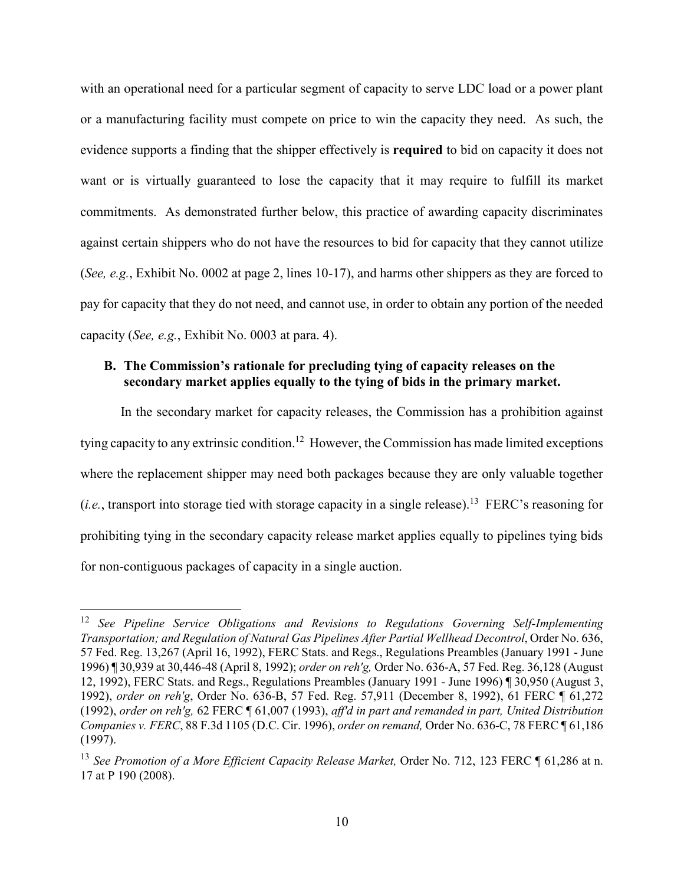with an operational need for a particular segment of capacity to serve LDC load or a power plant or a manufacturing facility must compete on price to win the capacity they need. As such, the evidence supports a finding that the shipper effectively is **required** to bid on capacity it does not want or is virtually guaranteed to lose the capacity that it may require to fulfill its market commitments. As demonstrated further below, this practice of awarding capacity discriminates against certain shippers who do not have the resources to bid for capacity that they cannot utilize (*See, e.g.*, Exhibit No. 0002 at page 2, lines 10-17), and harms other shippers as they are forced to pay for capacity that they do not need, and cannot use, in order to obtain any portion of the needed capacity (*See, e.g.*, Exhibit No. 0003 at para. 4).

### B. The Commission's rationale for precluding tying of capacity releases on the secondary market applies equally to the tying of bids in the primary market.

In the secondary market for capacity releases, the Commission has a prohibition against tying capacity to any extrinsic condition.[12] However, the Commission has made limited exceptions where the replacement shipper may need both packages because they are only valuable together (*i.e.*, transport into storage tied with storage capacity in a single release).[13] FERC's reasoning for prohibiting tying in the secondary capacity release market applies equally to pipelines tying bids for non-contiguous packages of capacity in a single auction.

---

[12] *See Pipeline Service Obligations and Revisions to Regulations Governing Self-Implementing Transportation; and Regulation of Natural Gas Pipelines After Partial Wellhead Decontrol*, Order No. 636, 57 Fed. Reg. 13,267 (April 16, 1992), FERC Stats. and Regs., Regulations Preambles (January 1991 - June 1996) ¶ 30,939 at 30,446-48 (April 8, 1992); *order on reh'g,* Order No. 636-A, 57 Fed. Reg. 36,128 (August 12, 1992), FERC Stats. and Regs., Regulations Preambles (January 1991 - June 1996) ¶ 30,950 (August 3, 1992), *order on reh'g*, Order No. 636-B, 57 Fed. Reg. 57,911 (December 8, 1992), 61 FERC ¶ 61,272 (1992), *order on reh'g,* 62 FERC ¶ 61,007 (1993), *aff'd in part and remanded in part, United Distribution Companies v. FERC*, 88 F.3d 1105 (D.C. Cir. 1996), *order on remand,* Order No. 636-C, 78 FERC ¶ 61,186 (1997).

[13] *See Promotion of a More Efficient Capacity Release Market,* Order No. 712, 123 FERC ¶ 61,286 at n. 17 at P 190 (2008).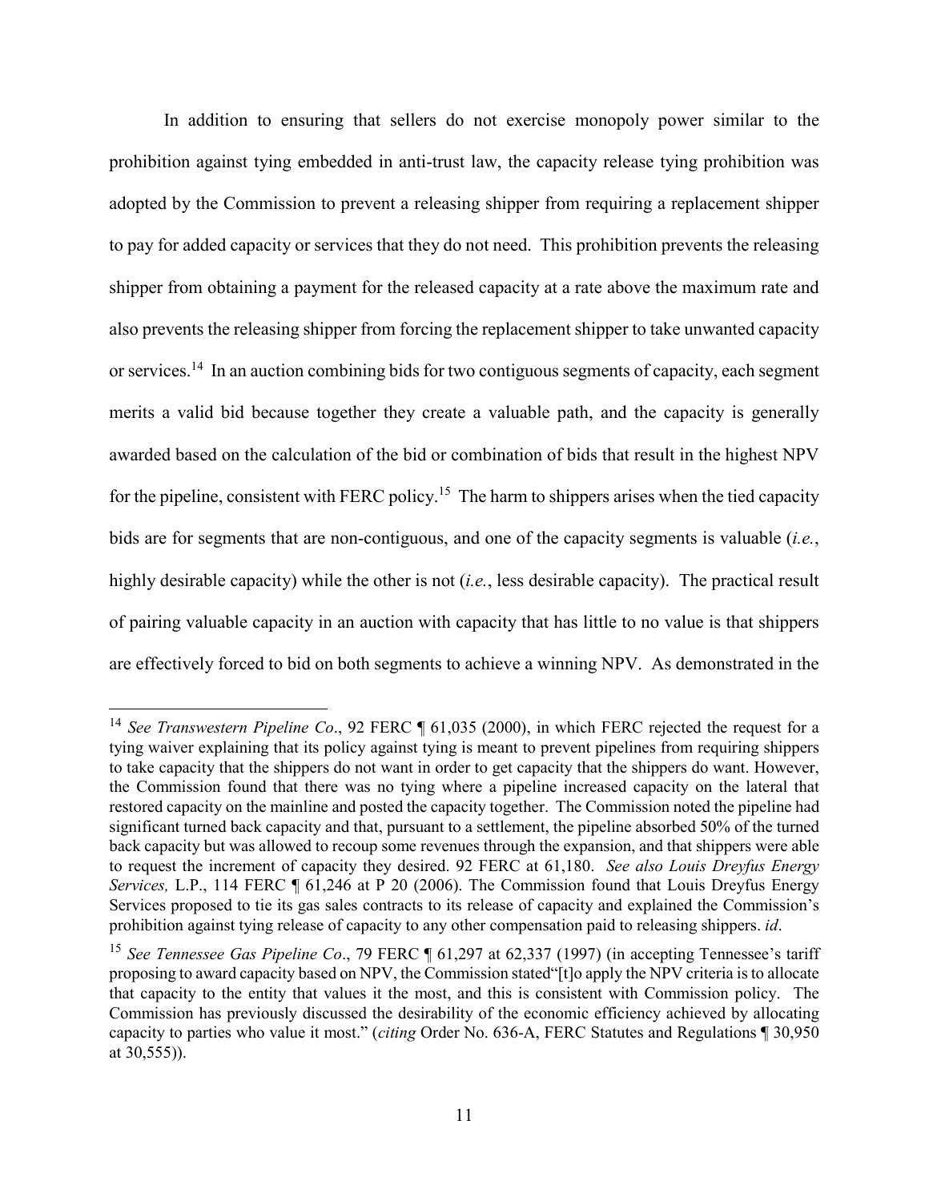In addition to ensuring that sellers do not exercise monopoly power similar to the prohibition against tying embedded in anti-trust law, the capacity release tying prohibition was adopted by the Commission to prevent a releasing shipper from requiring a replacement shipper to pay for added capacity or services that they do not need. This prohibition prevents the releasing shipper from obtaining a payment for the released capacity at a rate above the maximum rate and also prevents the releasing shipper from forcing the replacement shipper to take unwanted capacity or services.[14] In an auction combining bids for two contiguous segments of capacity, each segment merits a valid bid because together they create a valuable path, and the capacity is generally awarded based on the calculation of the bid or combination of bids that result in the highest NPV for the pipeline, consistent with FERC policy.[15] The harm to shippers arises when the tied capacity bids are for segments that are non-contiguous, and one of the capacity segments is valuable (*i.e.*, highly desirable capacity) while the other is not (*i.e.*, less desirable capacity). The practical result of pairing valuable capacity in an auction with capacity that has little to no value is that shippers are effectively forced to bid on both segments to achieve a winning NPV. As demonstrated in the

---

[14] *See Transwestern Pipeline Co*., 92 FERC ¶ 61,035 (2000), in which FERC rejected the request for a tying waiver explaining that its policy against tying is meant to prevent pipelines from requiring shippers to take capacity that the shippers do not want in order to get capacity that the shippers do want. However, the Commission found that there was no tying where a pipeline increased capacity on the lateral that restored capacity on the mainline and posted the capacity together. The Commission noted the pipeline had significant turned back capacity and that, pursuant to a settlement, the pipeline absorbed 50% of the turned back capacity but was allowed to recoup some revenues through the expansion, and that shippers were able to request the increment of capacity they desired. 92 FERC at 61,180. *See also Louis Dreyfus Energy Services,* L.P., 114 FERC ¶ 61,246 at P 20 (2006). The Commission found that Louis Dreyfus Energy Services proposed to tie its gas sales contracts to its release of capacity and explained the Commission's prohibition against tying release of capacity to any other compensation paid to releasing shippers. *id*.

[15] *See Tennessee Gas Pipeline Co*., 79 FERC ¶ 61,297 at 62,337 (1997) (in accepting Tennessee's tariff proposing to award capacity based on NPV, the Commission stated"[t]o apply the NPV criteria is to allocate that capacity to the entity that values it the most, and this is consistent with Commission policy. The Commission has previously discussed the desirability of the economic efficiency achieved by allocating capacity to parties who value it most." (*citing* Order No. 636-A, FERC Statutes and Regulations ¶ 30,950 at 30,555)).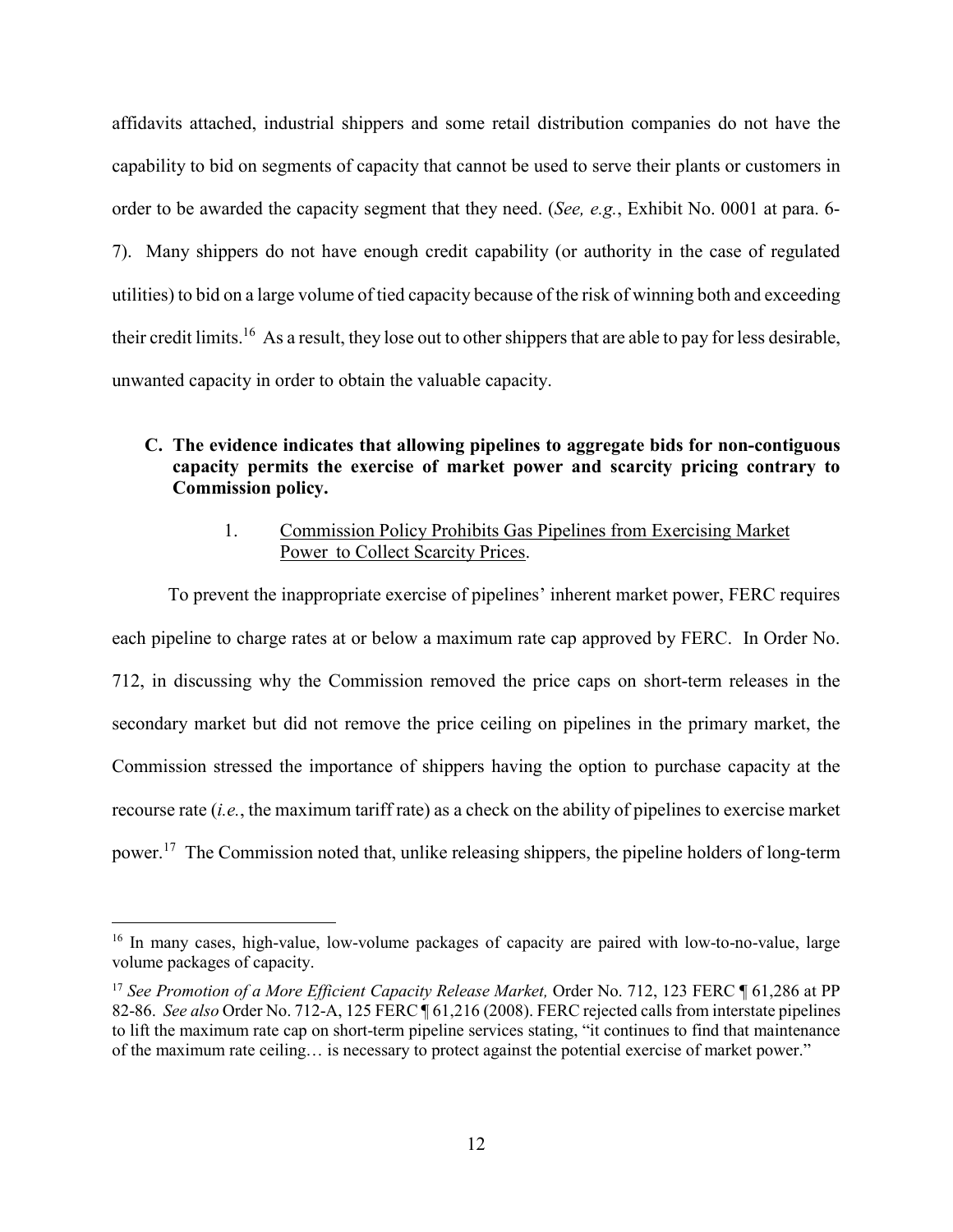affidavits attached, industrial shippers and some retail distribution companies do not have the capability to bid on segments of capacity that cannot be used to serve their plants or customers in order to be awarded the capacity segment that they need. (*See, e.g.*, Exhibit No. 0001 at para. 6-7). Many shippers do not have enough credit capability (or authority in the case of regulated utilities) to bid on a large volume of tied capacity because of the risk of winning both and exceeding their credit limits.[16] As a result, they lose out to other shippers that are able to pay for less desirable, unwanted capacity in order to obtain the valuable capacity.

**C. The evidence indicates that allowing pipelines to aggregate bids for non-contiguous capacity permits the exercise of market power and scarcity pricing contrary to Commission policy.**

1. <u>Commission Policy Prohibits Gas Pipelines from Exercising Market Power to Collect Scarcity Prices</u>.

To prevent the inappropriate exercise of pipelines' inherent market power, FERC requires each pipeline to charge rates at or below a maximum rate cap approved by FERC. In Order No. 712, in discussing why the Commission removed the price caps on short-term releases in the secondary market but did not remove the price ceiling on pipelines in the primary market, the Commission stressed the importance of shippers having the option to purchase capacity at the recourse rate (*i.e.*, the maximum tariff rate) as a check on the ability of pipelines to exercise market power.[17] The Commission noted that, unlike releasing shippers, the pipeline holders of long-term

---

[16] In many cases, high-value, low-volume packages of capacity are paired with low-to-no-value, large volume packages of capacity.

[17] *See Promotion of a More Efficient Capacity Release Market,* Order No. 712, 123 FERC ¶ 61,286 at PP 82-86. *See also* Order No. 712-A, 125 FERC ¶ 61,216 (2008). FERC rejected calls from interstate pipelines to lift the maximum rate cap on short-term pipeline services stating, "it continues to find that maintenance of the maximum rate ceiling… is necessary to protect against the potential exercise of market power."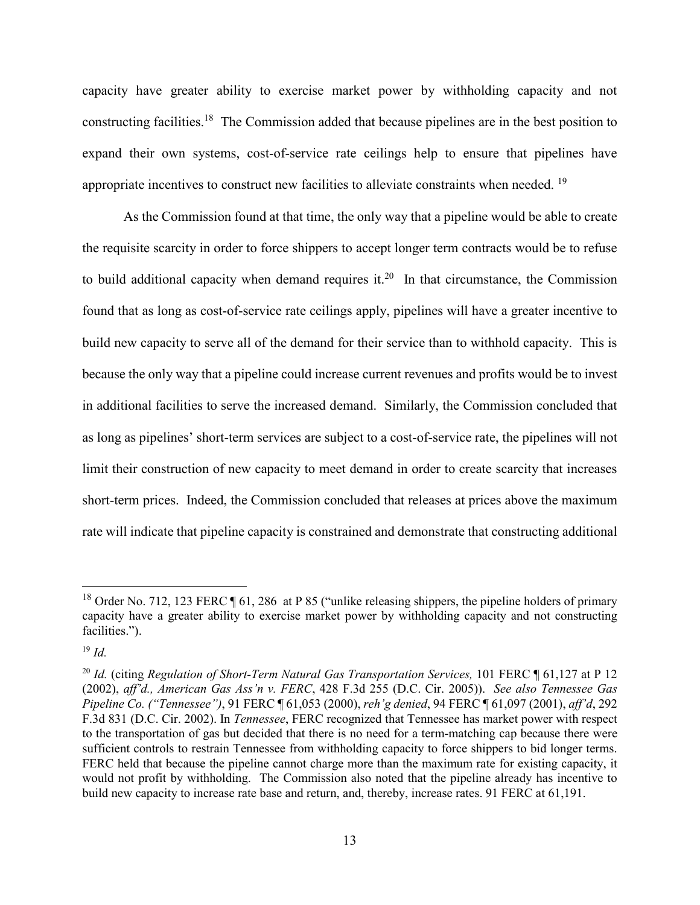capacity have greater ability to exercise market power by withholding capacity and not constructing facilities.[18] The Commission added that because pipelines are in the best position to expand their own systems, cost-of-service rate ceilings help to ensure that pipelines have appropriate incentives to construct new facilities to alleviate constraints when needed. [19]

As the Commission found at that time, the only way that a pipeline would be able to create the requisite scarcity in order to force shippers to accept longer term contracts would be to refuse to build additional capacity when demand requires it.[20] In that circumstance, the Commission found that as long as cost-of-service rate ceilings apply, pipelines will have a greater incentive to build new capacity to serve all of the demand for their service than to withhold capacity. This is because the only way that a pipeline could increase current revenues and profits would be to invest in additional facilities to serve the increased demand. Similarly, the Commission concluded that as long as pipelines' short-term services are subject to a cost-of-service rate, the pipelines will not limit their construction of new capacity to meet demand in order to create scarcity that increases short-term prices. Indeed, the Commission concluded that releases at prices above the maximum rate will indicate that pipeline capacity is constrained and demonstrate that constructing additional

---

[18] Order No. 712, 123 FERC ¶ 61, 286 at P 85 ("unlike releasing shippers, the pipeline holders of primary capacity have a greater ability to exercise market power by withholding capacity and not constructing facilities.").

[19] *Id.*

[20] *Id.* (citing *Regulation of Short-Term Natural Gas Transportation Services,* 101 FERC ¶ 61,127 at P 12 (2002), *aff'd., American Gas Ass'n v. FERC*, 428 F.3d 255 (D.C. Cir. 2005)). *See also Tennessee Gas Pipeline Co. ("Tennessee")*, 91 FERC ¶ 61,053 (2000), *reh'g denied*, 94 FERC ¶ 61,097 (2001), *aff'd*, 292 F.3d 831 (D.C. Cir. 2002). In *Tennessee*, FERC recognized that Tennessee has market power with respect to the transportation of gas but decided that there is no need for a term-matching cap because there were sufficient controls to restrain Tennessee from withholding capacity to force shippers to bid longer terms. FERC held that because the pipeline cannot charge more than the maximum rate for existing capacity, it would not profit by withholding. The Commission also noted that the pipeline already has incentive to build new capacity to increase rate base and return, and, thereby, increase rates. 91 FERC at 61,191.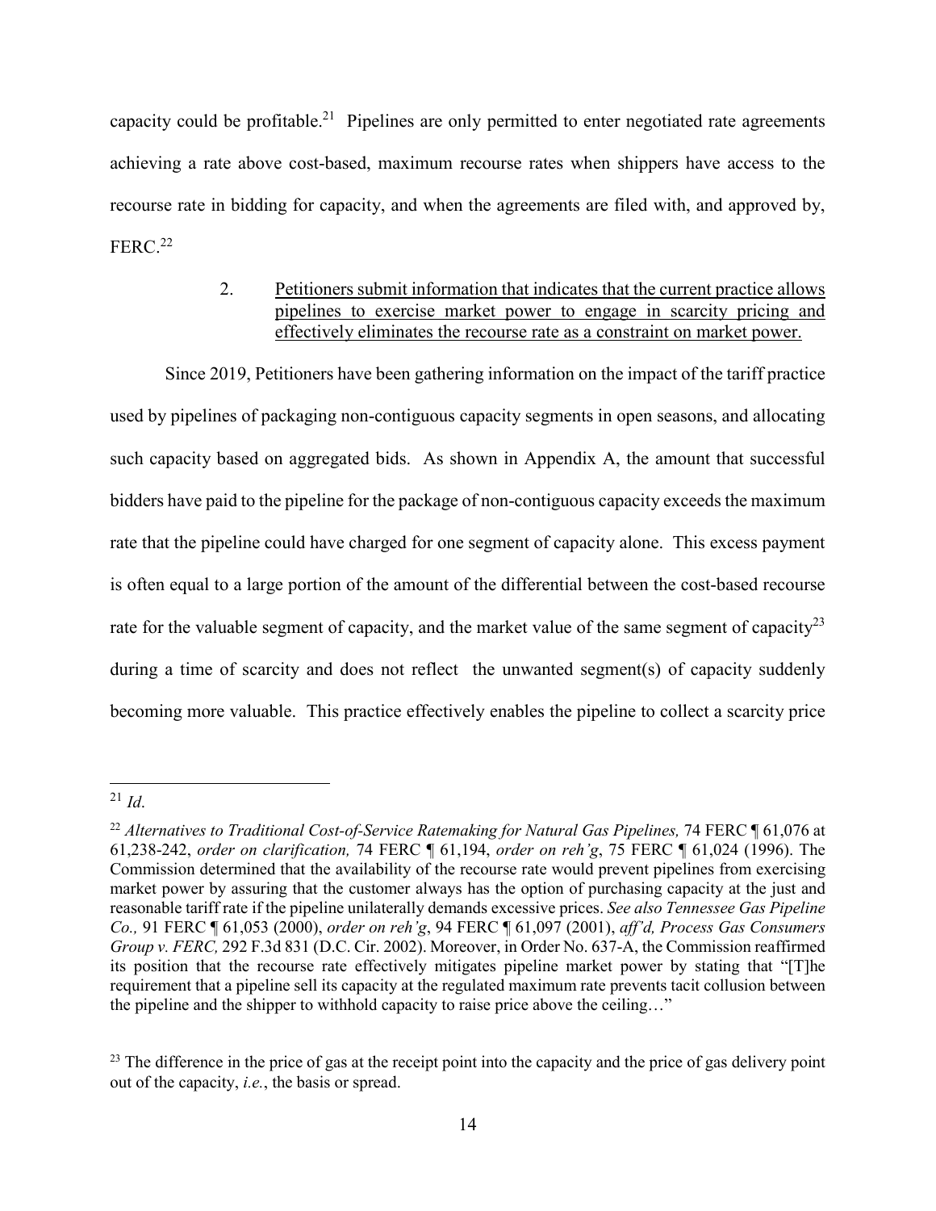capacity could be profitable.[21] Pipelines are only permitted to enter negotiated rate agreements achieving a rate above cost-based, maximum recourse rates when shippers have access to the recourse rate in bidding for capacity, and when the agreements are filed with, and approved by, FERC.[22]

2. Petitioners submit information that indicates that the current practice allows pipelines to exercise market power to engage in scarcity pricing and effectively eliminates the recourse rate as a constraint on market power.

Since 2019, Petitioners have been gathering information on the impact of the tariff practice used by pipelines of packaging non-contiguous capacity segments in open seasons, and allocating such capacity based on aggregated bids. As shown in Appendix A, the amount that successful bidders have paid to the pipeline for the package of non-contiguous capacity exceeds the maximum rate that the pipeline could have charged for one segment of capacity alone. This excess payment is often equal to a large portion of the amount of the differential between the cost-based recourse rate for the valuable segment of capacity, and the market value of the same segment of capacity[23] during a time of scarcity and does not reflect the unwanted segment(s) of capacity suddenly becoming more valuable. This practice effectively enables the pipeline to collect a scarcity price

---

[21] *Id*.

[22] *Alternatives to Traditional Cost-of-Service Ratemaking for Natural Gas Pipelines,* 74 FERC ¶ 61,076 at 61,238-242, *order on clarification,* 74 FERC ¶ 61,194, *order on reh'g*, 75 FERC ¶ 61,024 (1996). The Commission determined that the availability of the recourse rate would prevent pipelines from exercising market power by assuring that the customer always has the option of purchasing capacity at the just and reasonable tariff rate if the pipeline unilaterally demands excessive prices. *See also Tennessee Gas Pipeline Co.,* 91 FERC ¶ 61,053 (2000), *order on reh'g*, 94 FERC ¶ 61,097 (2001), *aff'd, Process Gas Consumers Group v. FERC,* 292 F.3d 831 (D.C. Cir. 2002). Moreover, in Order No. 637-A, the Commission reaffirmed its position that the recourse rate effectively mitigates pipeline market power by stating that "[T]he requirement that a pipeline sell its capacity at the regulated maximum rate prevents tacit collusion between the pipeline and the shipper to withhold capacity to raise price above the ceiling…"

[23] The difference in the price of gas at the receipt point into the capacity and the price of gas delivery point out of the capacity, *i.e.*, the basis or spread.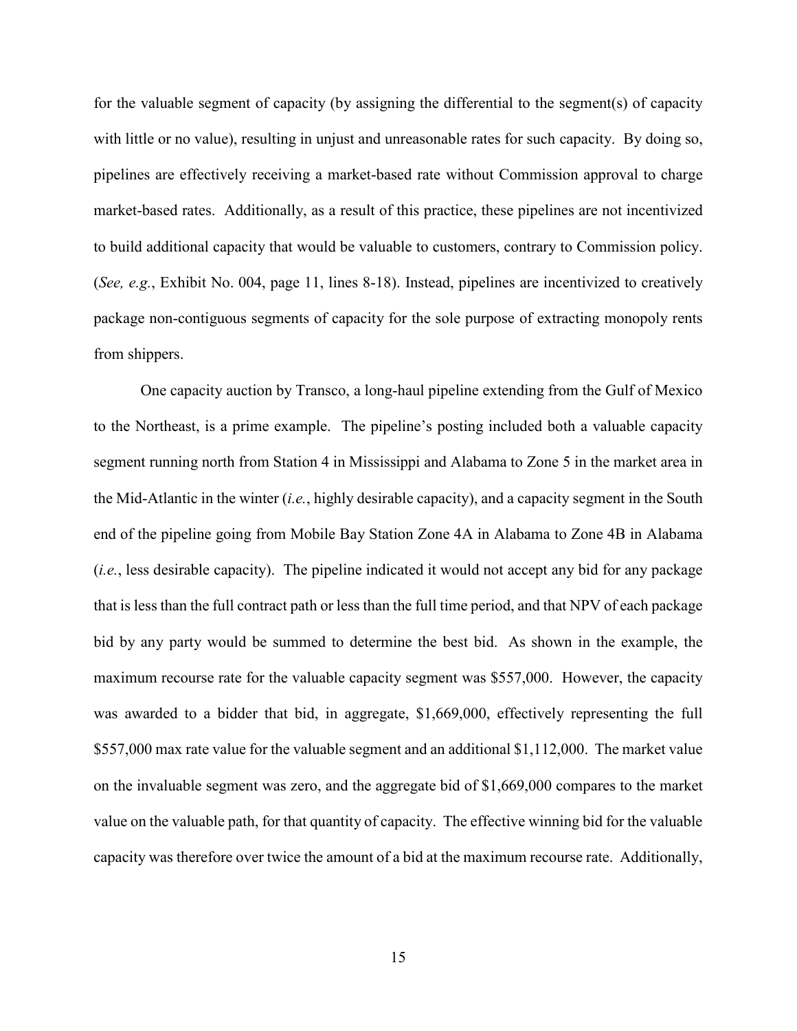for the valuable segment of capacity (by assigning the differential to the segment(s) of capacity with little or no value), resulting in unjust and unreasonable rates for such capacity. By doing so, pipelines are effectively receiving a market-based rate without Commission approval to charge market-based rates. Additionally, as a result of this practice, these pipelines are not incentivized to build additional capacity that would be valuable to customers, contrary to Commission policy. (*See, e.g.*, Exhibit No. 004, page 11, lines 8-18). Instead, pipelines are incentivized to creatively package non-contiguous segments of capacity for the sole purpose of extracting monopoly rents from shippers.

One capacity auction by Transco, a long-haul pipeline extending from the Gulf of Mexico to the Northeast, is a prime example. The pipeline's posting included both a valuable capacity segment running north from Station 4 in Mississippi and Alabama to Zone 5 in the market area in the Mid-Atlantic in the winter (*i.e.*, highly desirable capacity), and a capacity segment in the South end of the pipeline going from Mobile Bay Station Zone 4A in Alabama to Zone 4B in Alabama (*i.e.*, less desirable capacity). The pipeline indicated it would not accept any bid for any package that is less than the full contract path or less than the full time period, and that NPV of each package bid by any party would be summed to determine the best bid. As shown in the example, the maximum recourse rate for the valuable capacity segment was $557,000. However, the capacity was awarded to a bidder that bid, in aggregate, $1,669,000, effectively representing the full $557,000 max rate value for the valuable segment and an additional $1,112,000. The market value on the invaluable segment was zero, and the aggregate bid of $1,669,000 compares to the market value on the valuable path, for that quantity of capacity. The effective winning bid for the valuable capacity was therefore over twice the amount of a bid at the maximum recourse rate. Additionally,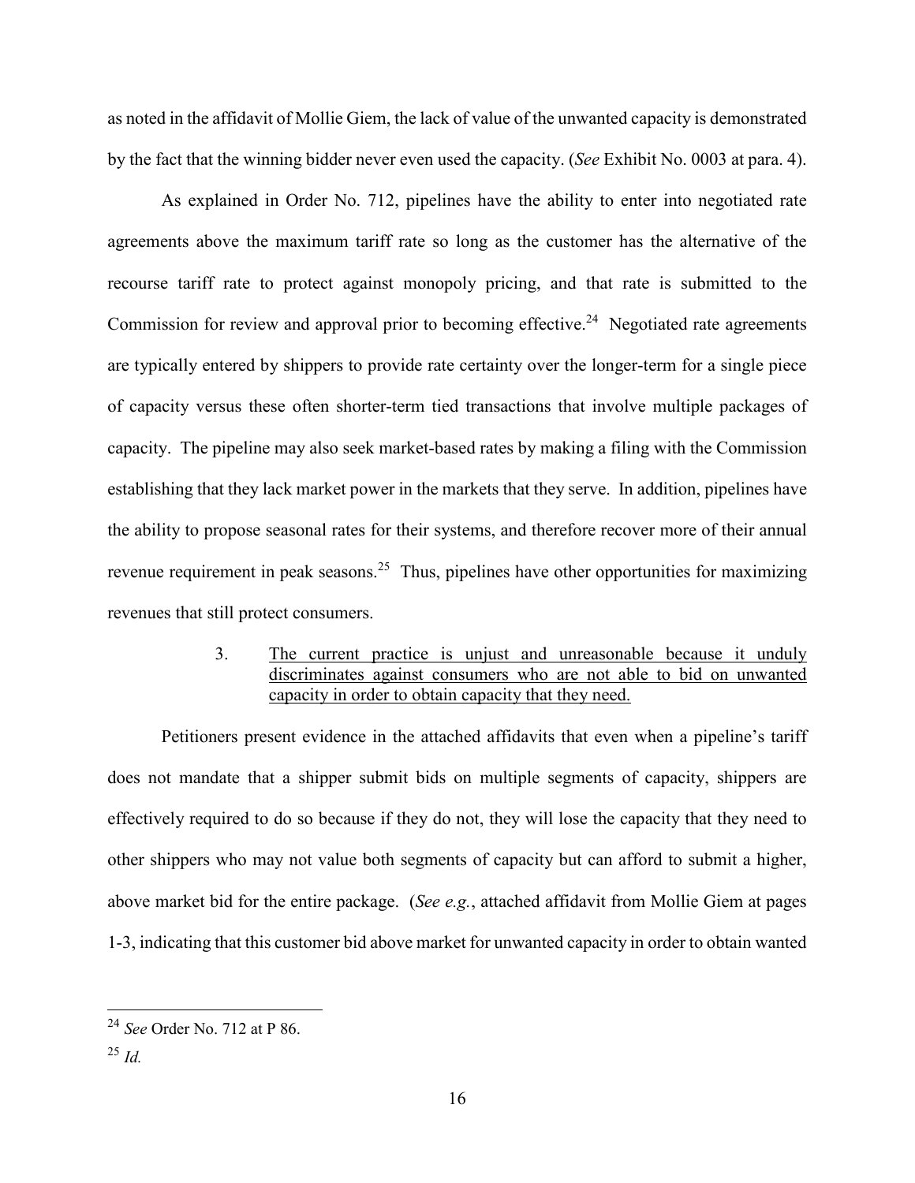as noted in the affidavit of Mollie Giem, the lack of value of the unwanted capacity is demonstrated by the fact that the winning bidder never even used the capacity. (*See* Exhibit No. 0003 at para. 4).

As explained in Order No. 712, pipelines have the ability to enter into negotiated rate agreements above the maximum tariff rate so long as the customer has the alternative of the recourse tariff rate to protect against monopoly pricing, and that rate is submitted to the Commission for review and approval prior to becoming effective.[24] Negotiated rate agreements are typically entered by shippers to provide rate certainty over the longer-term for a single piece of capacity versus these often shorter-term tied transactions that involve multiple packages of capacity. The pipeline may also seek market-based rates by making a filing with the Commission establishing that they lack market power in the markets that they serve. In addition, pipelines have the ability to propose seasonal rates for their systems, and therefore recover more of their annual revenue requirement in peak seasons.[25] Thus, pipelines have other opportunities for maximizing revenues that still protect consumers.

3. The current practice is unjust and unreasonable because it unduly discriminates against consumers who are not able to bid on unwanted capacity in order to obtain capacity that they need.

Petitioners present evidence in the attached affidavits that even when a pipeline's tariff does not mandate that a shipper submit bids on multiple segments of capacity, shippers are effectively required to do so because if they do not, they will lose the capacity that they need to other shippers who may not value both segments of capacity but can afford to submit a higher, above market bid for the entire package. (*See e.g.*, attached affidavit from Mollie Giem at pages 1-3, indicating that this customer bid above market for unwanted capacity in order to obtain wanted

---

[24] *See* Order No. 712 at P 86.

[25] *Id.*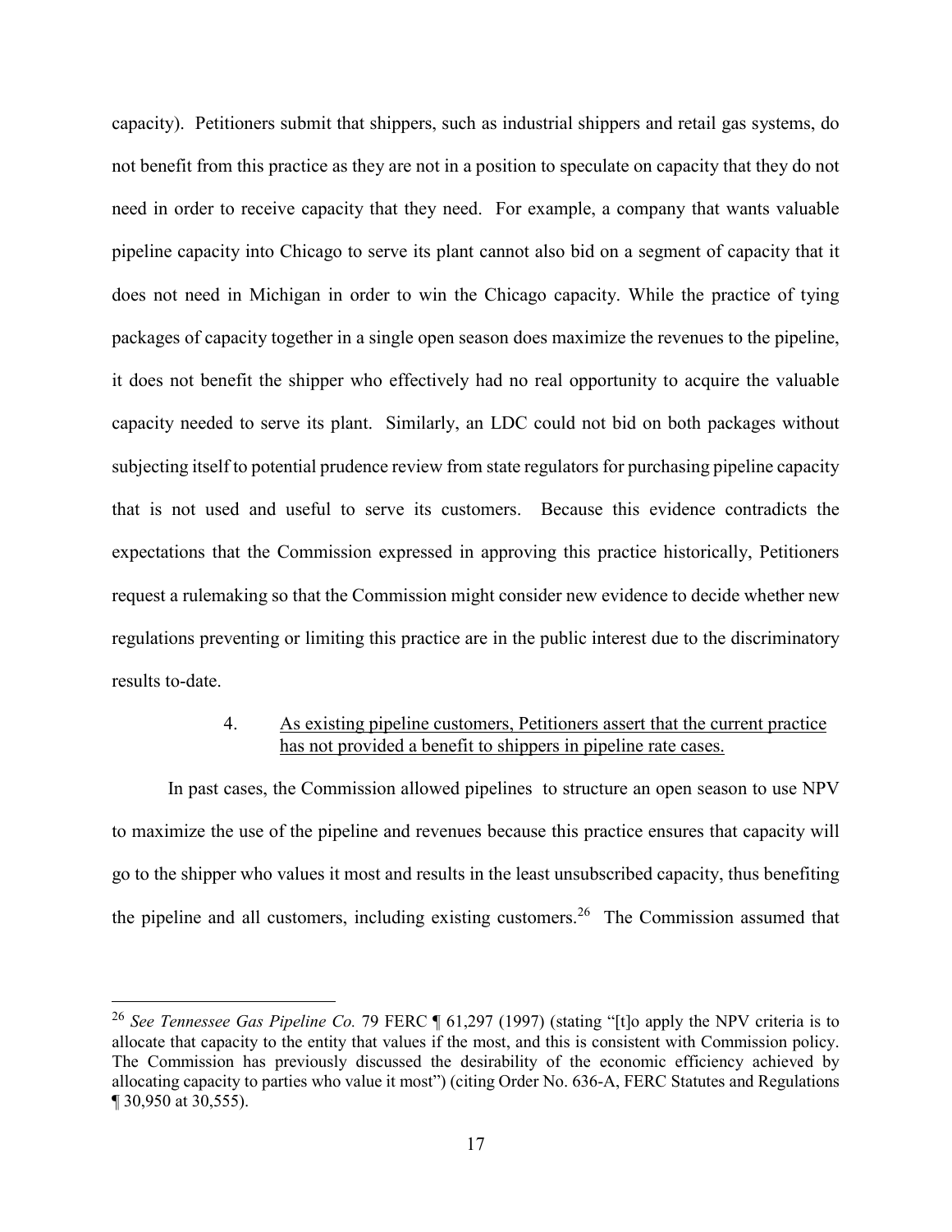capacity). Petitioners submit that shippers, such as industrial shippers and retail gas systems, do not benefit from this practice as they are not in a position to speculate on capacity that they do not need in order to receive capacity that they need. For example, a company that wants valuable pipeline capacity into Chicago to serve its plant cannot also bid on a segment of capacity that it does not need in Michigan in order to win the Chicago capacity. While the practice of tying packages of capacity together in a single open season does maximize the revenues to the pipeline, it does not benefit the shipper who effectively had no real opportunity to acquire the valuable capacity needed to serve its plant. Similarly, an LDC could not bid on both packages without subjecting itself to potential prudence review from state regulators for purchasing pipeline capacity that is not used and useful to serve its customers. Because this evidence contradicts the expectations that the Commission expressed in approving this practice historically, Petitioners request a rulemaking so that the Commission might consider new evidence to decide whether new regulations preventing or limiting this practice are in the public interest due to the discriminatory results to-date.

4. <u>As existing pipeline customers, Petitioners assert that the current practice has not provided a benefit to shippers in pipeline rate cases.</u>

In past cases, the Commission allowed pipelines to structure an open season to use NPV to maximize the use of the pipeline and revenues because this practice ensures that capacity will go to the shipper who values it most and results in the least unsubscribed capacity, thus benefiting the pipeline and all customers, including existing customers.[26] The Commission assumed that

---

[26] *See Tennessee Gas Pipeline Co.* 79 FERC ¶ 61,297 (1997) (stating "[t]o apply the NPV criteria is to allocate that capacity to the entity that values if the most, and this is consistent with Commission policy. The Commission has previously discussed the desirability of the economic efficiency achieved by allocating capacity to parties who value it most") (citing Order No. 636-A, FERC Statutes and Regulations ¶ 30,950 at 30,555).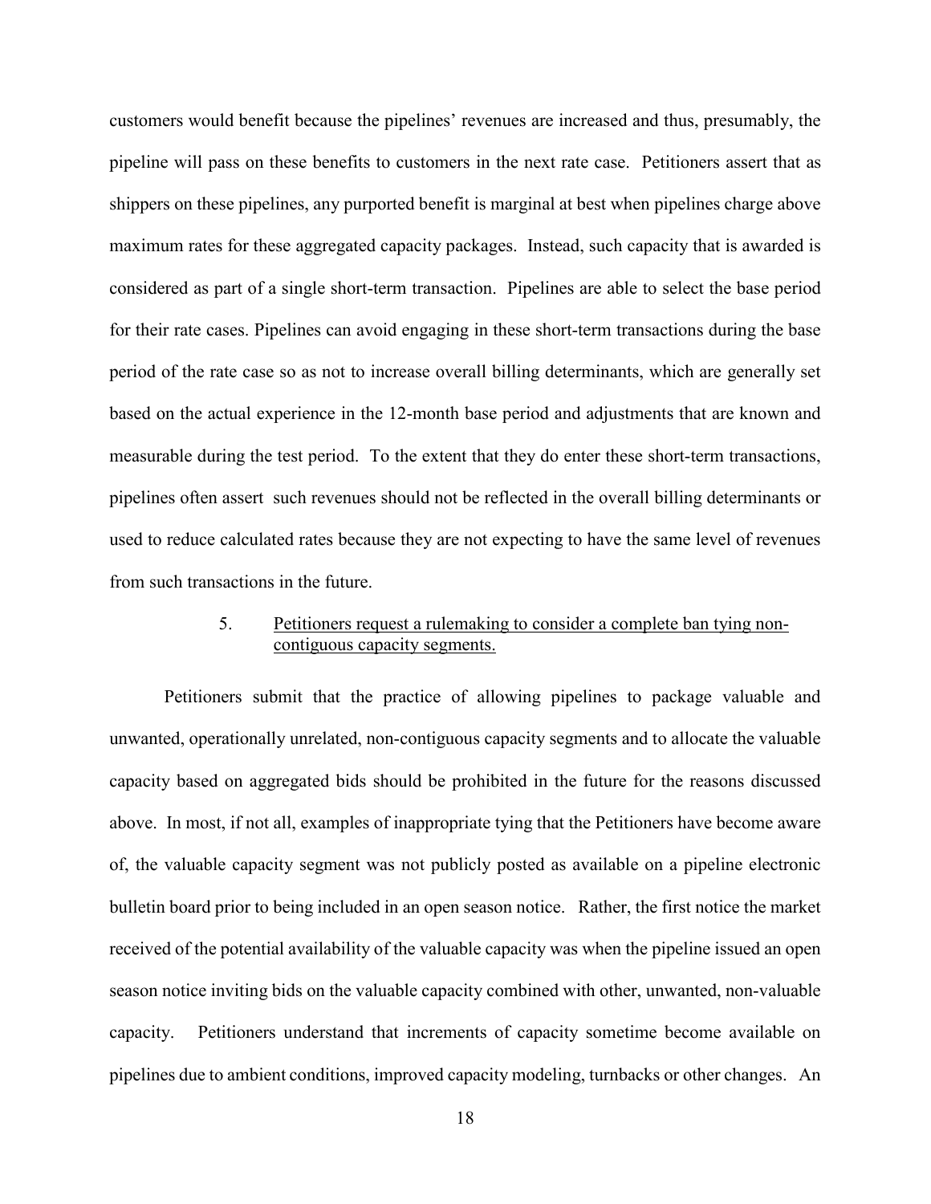customers would benefit because the pipelines' revenues are increased and thus, presumably, the pipeline will pass on these benefits to customers in the next rate case. Petitioners assert that as shippers on these pipelines, any purported benefit is marginal at best when pipelines charge above maximum rates for these aggregated capacity packages. Instead, such capacity that is awarded is considered as part of a single short-term transaction. Pipelines are able to select the base period for their rate cases. Pipelines can avoid engaging in these short-term transactions during the base period of the rate case so as not to increase overall billing determinants, which are generally set based on the actual experience in the 12-month base period and adjustments that are known and measurable during the test period. To the extent that they do enter these short-term transactions, pipelines often assert such revenues should not be reflected in the overall billing determinants or used to reduce calculated rates because they are not expecting to have the same level of revenues from such transactions in the future.

5. <u>Petitioners request a rulemaking to consider a complete ban tying non-contiguous capacity segments.</u>

Petitioners submit that the practice of allowing pipelines to package valuable and unwanted, operationally unrelated, non-contiguous capacity segments and to allocate the valuable capacity based on aggregated bids should be prohibited in the future for the reasons discussed above. In most, if not all, examples of inappropriate tying that the Petitioners have become aware of, the valuable capacity segment was not publicly posted as available on a pipeline electronic bulletin board prior to being included in an open season notice. Rather, the first notice the market received of the potential availability of the valuable capacity was when the pipeline issued an open season notice inviting bids on the valuable capacity combined with other, unwanted, non-valuable capacity. Petitioners understand that increments of capacity sometime become available on pipelines due to ambient conditions, improved capacity modeling, turnbacks or other changes. An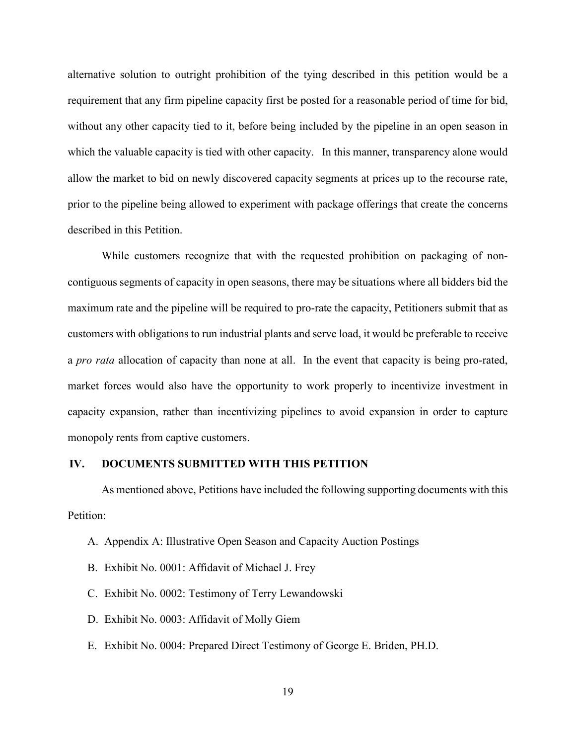alternative solution to outright prohibition of the tying described in this petition would be a requirement that any firm pipeline capacity first be posted for a reasonable period of time for bid, without any other capacity tied to it, before being included by the pipeline in an open season in which the valuable capacity is tied with other capacity. In this manner, transparency alone would allow the market to bid on newly discovered capacity segments at prices up to the recourse rate, prior to the pipeline being allowed to experiment with package offerings that create the concerns described in this Petition.

While customers recognize that with the requested prohibition on packaging of non-contiguous segments of capacity in open seasons, there may be situations where all bidders bid the maximum rate and the pipeline will be required to pro-rate the capacity, Petitioners submit that as customers with obligations to run industrial plants and serve load, it would be preferable to receive a *pro rata* allocation of capacity than none at all. In the event that capacity is being pro-rated, market forces would also have the opportunity to work properly to incentivize investment in capacity expansion, rather than incentivizing pipelines to avoid expansion in order to capture monopoly rents from captive customers.

## IV. DOCUMENTS SUBMITTED WITH THIS PETITION

As mentioned above, Petitions have included the following supporting documents with this Petition:

A. Appendix A: Illustrative Open Season and Capacity Auction Postings

B. Exhibit No. 0001: Affidavit of Michael J. Frey

C. Exhibit No. 0002: Testimony of Terry Lewandowski

D. Exhibit No. 0003: Affidavit of Molly Giem

E. Exhibit No. 0004: Prepared Direct Testimony of George E. Briden, PH.D.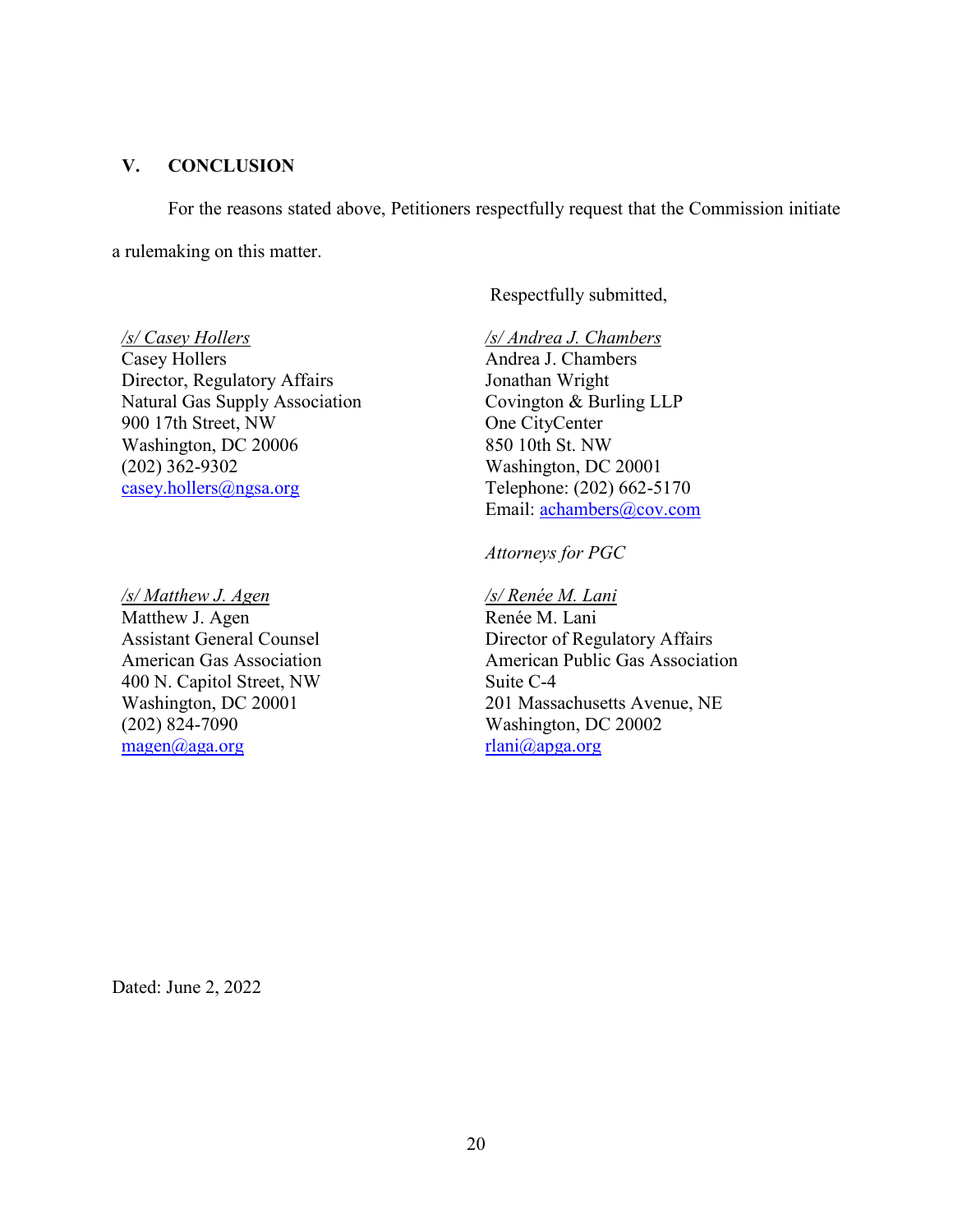## V. CONCLUSION

For the reasons stated above, Petitioners respectfully request that the Commission initiate a rulemaking on this matter.

Respectfully submitted,

*/s/ Casey Hollers*
Casey Hollers
Director, Regulatory Affairs
Natural Gas Supply Association
900 17th Street, NW
Washington, DC 20006
(202) 362-9302
casey.hollers@ngsa.org

*/s/ Andrea J. Chambers*
Andrea J. Chambers
Jonathan Wright
Covington & Burling LLP
One CityCenter
850 10th St. NW
Washington, DC 20001
Telephone: (202) 662-5170
Email: achambers@cov.com

*Attorneys for PGC*

*/s/ Matthew J. Agen*
Matthew J. Agen
Assistant General Counsel
American Gas Association
400 N. Capitol Street, NW
Washington, DC 20001
(202) 824-7090
magen@aga.org

*/s/ Renée M. Lani*
Renée M. Lani
Director of Regulatory Affairs
American Public Gas Association
Suite C-4
201 Massachusetts Avenue, NE
Washington, DC 20002
rlani@apga.org

Dated: June 2, 2022